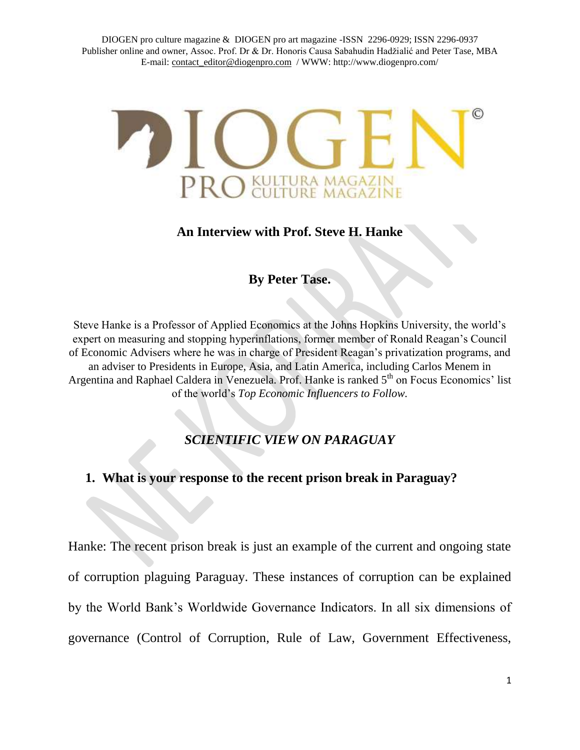DIOGEN pro culture magazine & DIOGEN pro art magazine -ISSN 2296-0929; ISSN 2296-0937
Publisher online and owner, Assoc. Prof. Dr & Dr. Honoris Causa Sabahudin Hadžialić and Peter Tase, MBA
E-mail: contact_editor@diogenpro.com / WWW: http://www.diogenpro.com/

DIOGEN©
PRO KULTURA MAGAZIN
CULTURE MAGAZINE

## An Interview with Prof. Steve H. Hanke

### By Peter Tase.

Steve Hanke is a Professor of Applied Economics at the Johns Hopkins University, the world's expert on measuring and stopping hyperinflations, former member of Ronald Reagan's Council of Economic Advisers where he was in charge of President Reagan's privatization programs, and an adviser to Presidents in Europe, Asia, and Latin America, including Carlos Menem in Argentina and Raphael Caldera in Venezuela. Prof. Hanke is ranked 5th on Focus Economics' list of the world's *Top Economic Influencers to Follow.*

## *SCIENTIFIC VIEW ON PARAGUAY*

**1. What is your response to the recent prison break in Paraguay?**

Hanke: The recent prison break is just an example of the current and ongoing state of corruption plaguing Paraguay. These instances of corruption can be explained by the World Bank's Worldwide Governance Indicators. In all six dimensions of governance (Control of Corruption, Rule of Law, Government Effectiveness,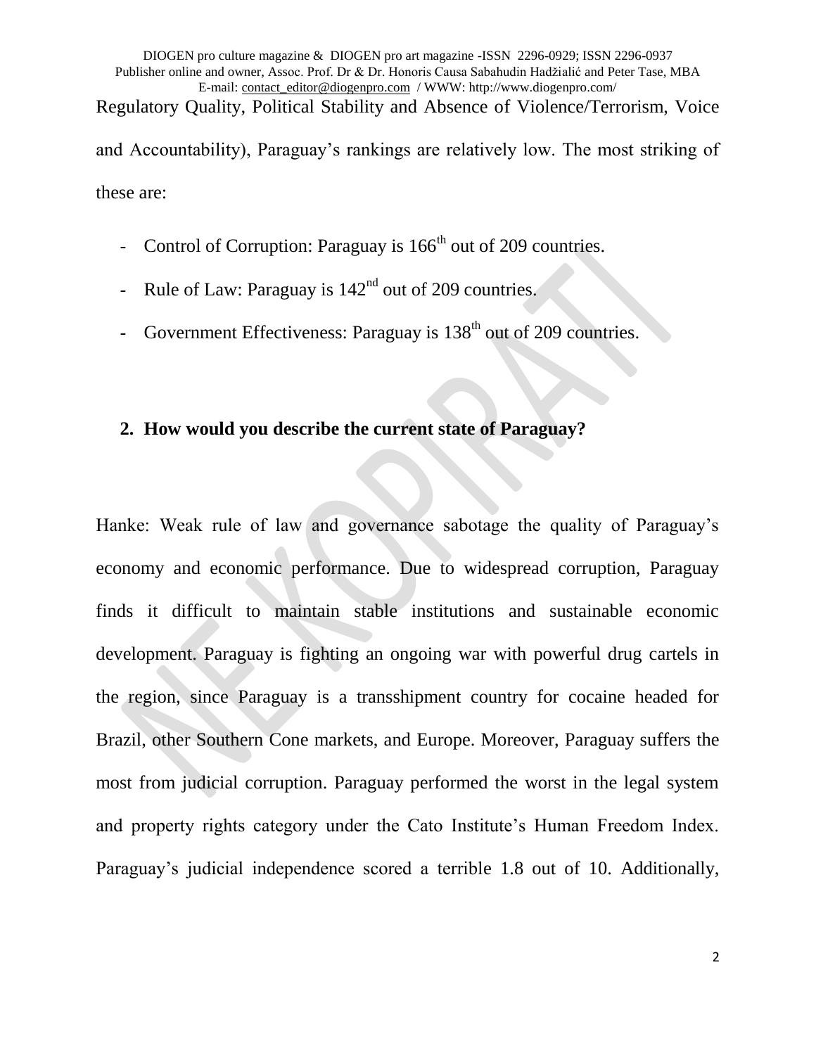Regulatory Quality, Political Stability and Absence of Violence/Terrorism, Voice and Accountability), Paraguay's rankings are relatively low. The most striking of these are:

- Control of Corruption: Paraguay is 166th out of 209 countries.
- Rule of Law: Paraguay is 142nd out of 209 countries.
- Government Effectiveness: Paraguay is 138th out of 209 countries.

**2. How would you describe the current state of Paraguay?**

Hanke: Weak rule of law and governance sabotage the quality of Paraguay's economy and economic performance. Due to widespread corruption, Paraguay finds it difficult to maintain stable institutions and sustainable economic development. Paraguay is fighting an ongoing war with powerful drug cartels in the region, since Paraguay is a transshipment country for cocaine headed for Brazil, other Southern Cone markets, and Europe. Moreover, Paraguay suffers the most from judicial corruption. Paraguay performed the worst in the legal system and property rights category under the Cato Institute's Human Freedom Index. Paraguay's judicial independence scored a terrible 1.8 out of 10. Additionally,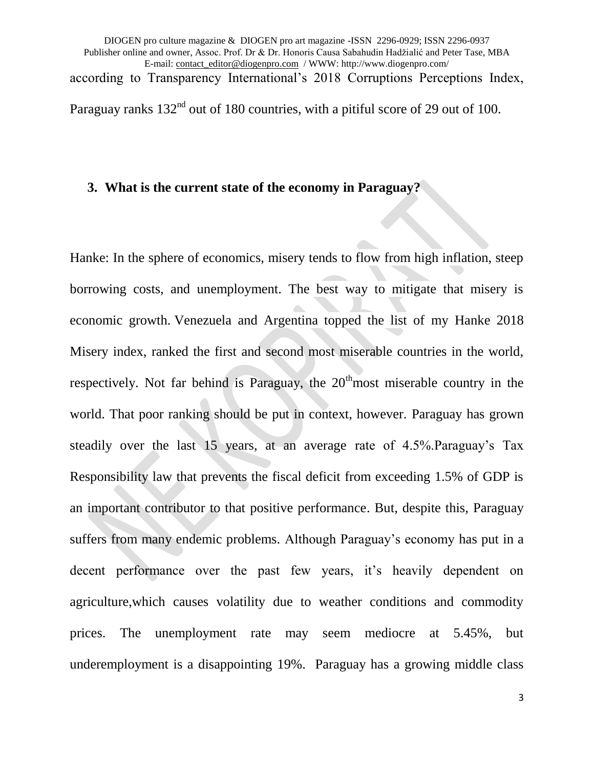according to Transparency International's 2018 Corruptions Perceptions Index, Paraguay ranks 132nd out of 180 countries, with a pitiful score of 29 out of 100.

**3. What is the current state of the economy in Paraguay?**

Hanke: In the sphere of economics, misery tends to flow from high inflation, steep borrowing costs, and unemployment. The best way to mitigate that misery is economic growth. Venezuela and Argentina topped the list of my Hanke 2018 Misery index, ranked the first and second most miserable countries in the world, respectively. Not far behind is Paraguay, the 20th most miserable country in the world. That poor ranking should be put in context, however. Paraguay has grown steadily over the last 15 years, at an average rate of 4.5%.Paraguay's Tax Responsibility law that prevents the fiscal deficit from exceeding 1.5% of GDP is an important contributor to that positive performance. But, despite this, Paraguay suffers from many endemic problems. Although Paraguay's economy has put in a decent performance over the past few years, it's heavily dependent on agriculture,which causes volatility due to weather conditions and commodity prices. The unemployment rate may seem mediocre at 5.45%, but underemployment is a disappointing 19%. Paraguay has a growing middle class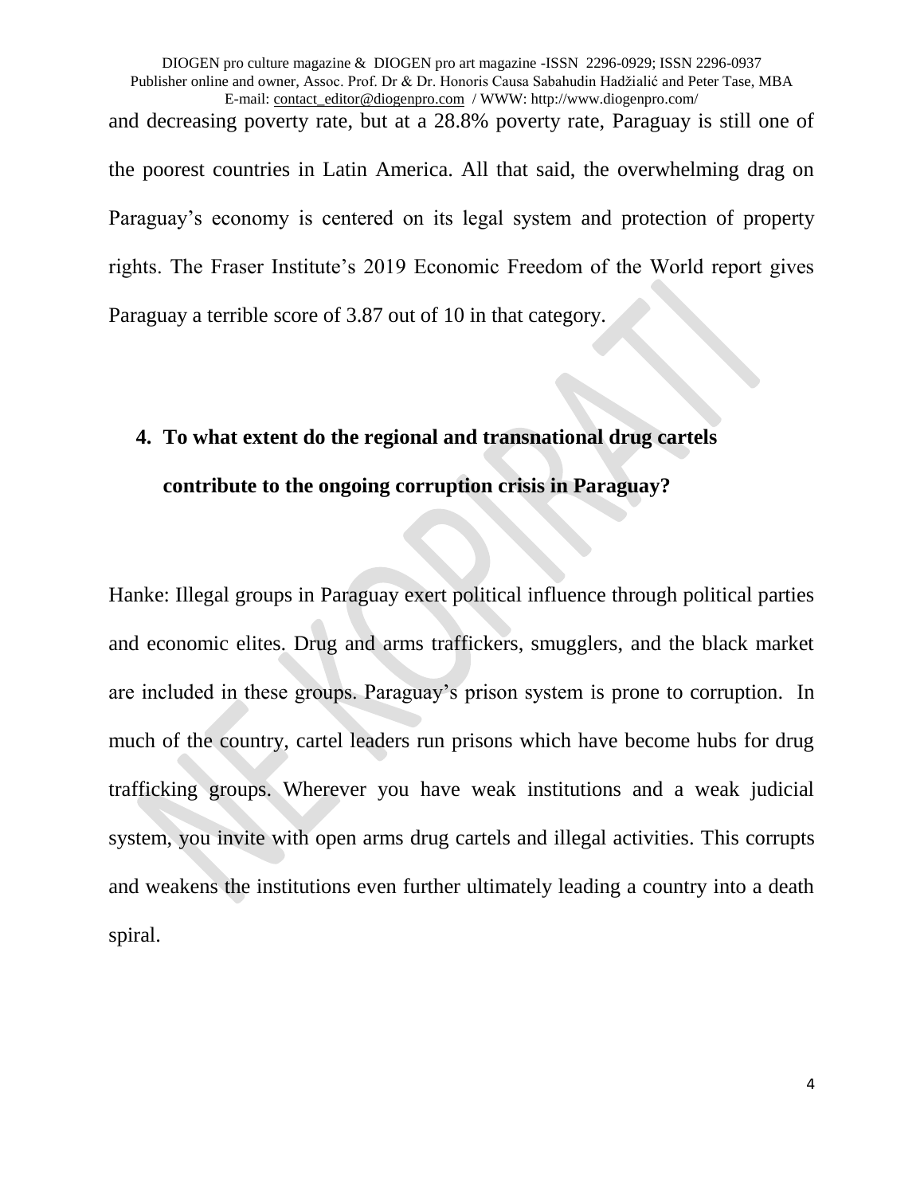and decreasing poverty rate, but at a 28.8% poverty rate, Paraguay is still one of the poorest countries in Latin America. All that said, the overwhelming drag on Paraguay's economy is centered on its legal system and protection of property rights. The Fraser Institute's 2019 Economic Freedom of the World report gives Paraguay a terrible score of 3.87 out of 10 in that category.

4. **To what extent do the regional and transnational drug cartels contribute to the ongoing corruption crisis in Paraguay?**

Hanke: Illegal groups in Paraguay exert political influence through political parties and economic elites. Drug and arms traffickers, smugglers, and the black market are included in these groups. Paraguay's prison system is prone to corruption. In much of the country, cartel leaders run prisons which have become hubs for drug trafficking groups. Wherever you have weak institutions and a weak judicial system, you invite with open arms drug cartels and illegal activities. This corrupts and weakens the institutions even further ultimately leading a country into a death spiral.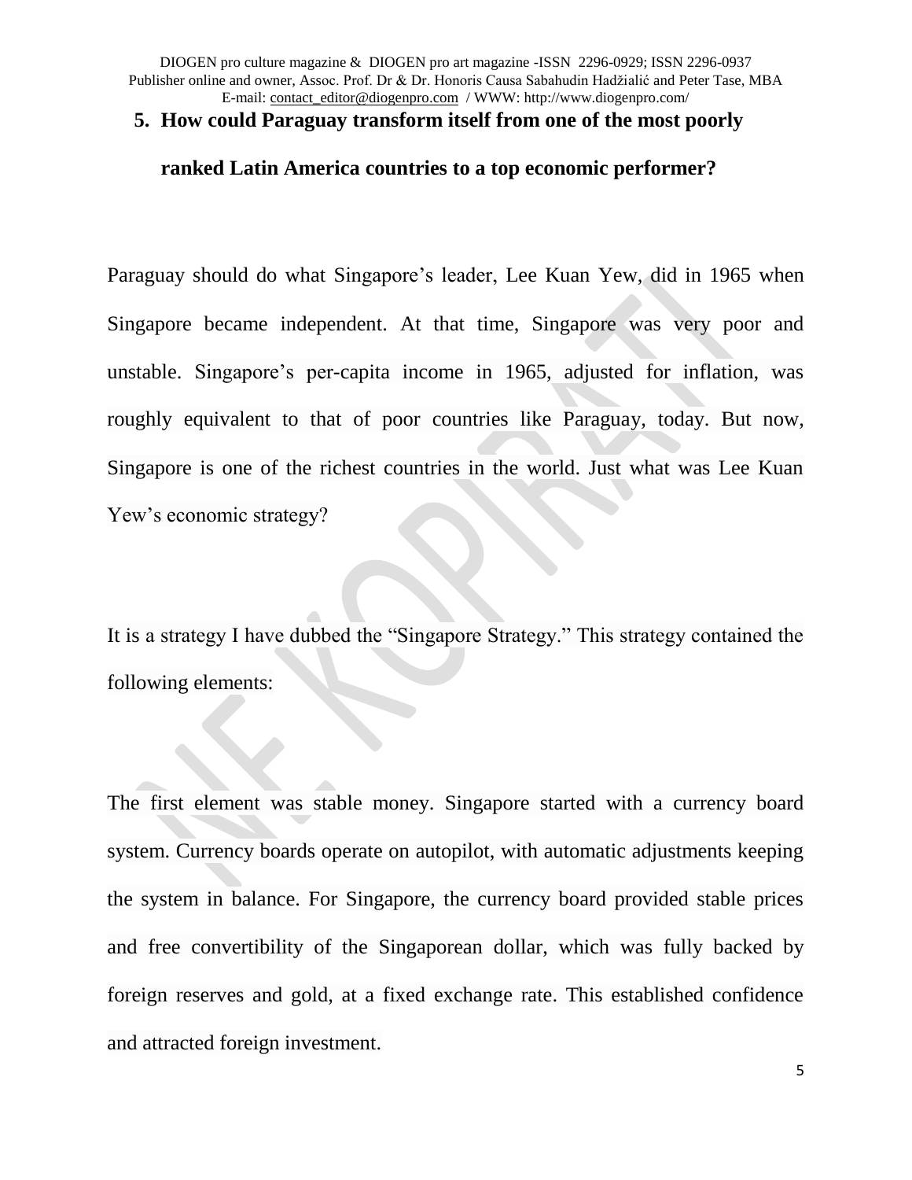## 5. How could Paraguay transform itself from one of the most poorly ranked Latin America countries to a top economic performer?

Paraguay should do what Singapore's leader, Lee Kuan Yew, did in 1965 when Singapore became independent. At that time, Singapore was very poor and unstable. Singapore's per-capita income in 1965, adjusted for inflation, was roughly equivalent to that of poor countries like Paraguay, today. But now, Singapore is one of the richest countries in the world. Just what was Lee Kuan Yew's economic strategy?

It is a strategy I have dubbed the "Singapore Strategy." This strategy contained the following elements:

The first element was stable money. Singapore started with a currency board system. Currency boards operate on autopilot, with automatic adjustments keeping the system in balance. For Singapore, the currency board provided stable prices and free convertibility of the Singaporean dollar, which was fully backed by foreign reserves and gold, at a fixed exchange rate. This established confidence and attracted foreign investment.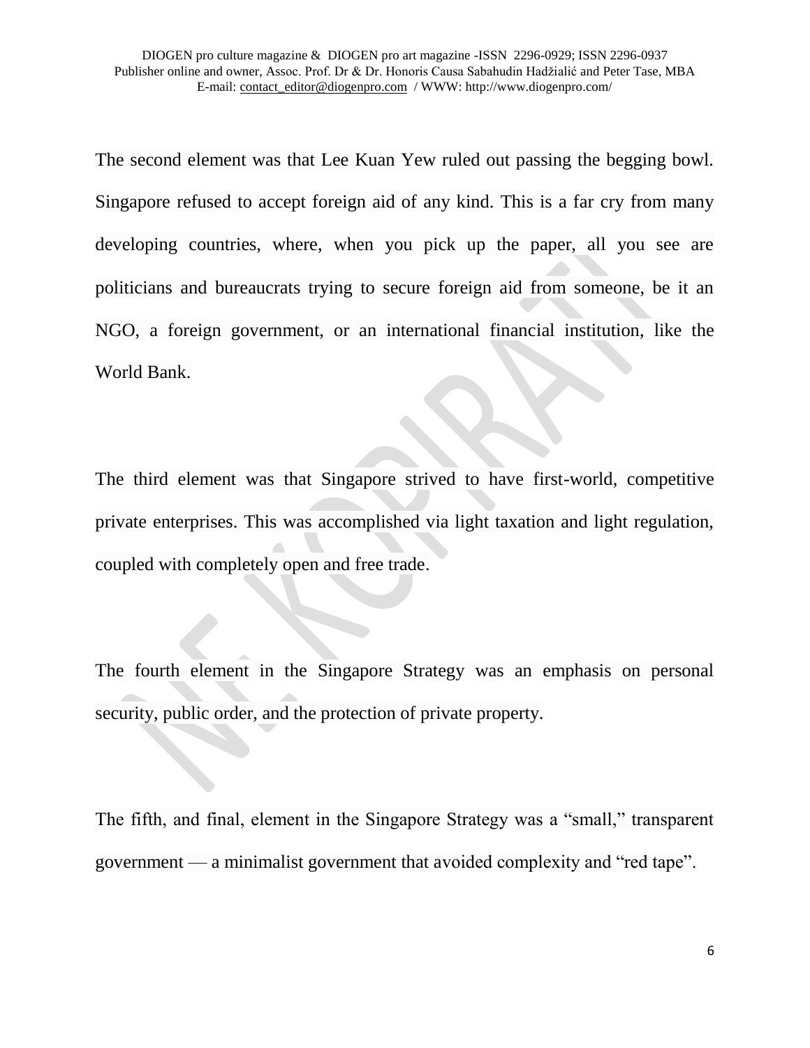The second element was that Lee Kuan Yew ruled out passing the begging bowl. Singapore refused to accept foreign aid of any kind. This is a far cry from many developing countries, where, when you pick up the paper, all you see are politicians and bureaucrats trying to secure foreign aid from someone, be it an NGO, a foreign government, or an international financial institution, like the World Bank.

The third element was that Singapore strived to have first-world, competitive private enterprises. This was accomplished via light taxation and light regulation, coupled with completely open and free trade.

The fourth element in the Singapore Strategy was an emphasis on personal security, public order, and the protection of private property.

The fifth, and final, element in the Singapore Strategy was a "small," transparent government — a minimalist government that avoided complexity and "red tape".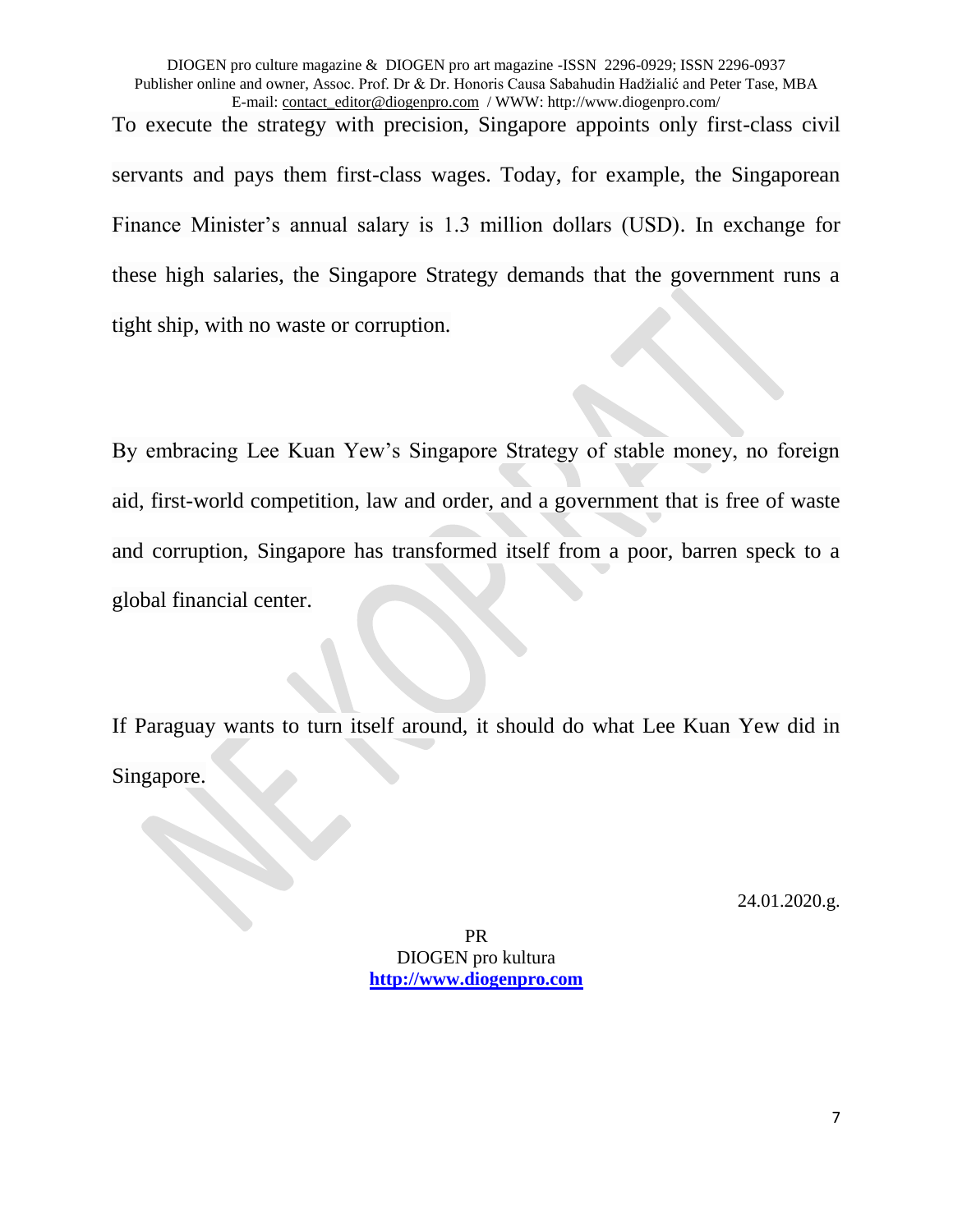To execute the strategy with precision, Singapore appoints only first-class civil servants and pays them first-class wages. Today, for example, the Singaporean Finance Minister's annual salary is 1.3 million dollars (USD). In exchange for these high salaries, the Singapore Strategy demands that the government runs a tight ship, with no waste or corruption.

By embracing Lee Kuan Yew's Singapore Strategy of stable money, no foreign aid, first-world competition, law and order, and a government that is free of waste and corruption, Singapore has transformed itself from a poor, barren speck to a global financial center.

If Paraguay wants to turn itself around, it should do what Lee Kuan Yew did in Singapore.

24.01.2020.g.

PR
DIOGEN pro kultura
**http://www.diogenpro.com**